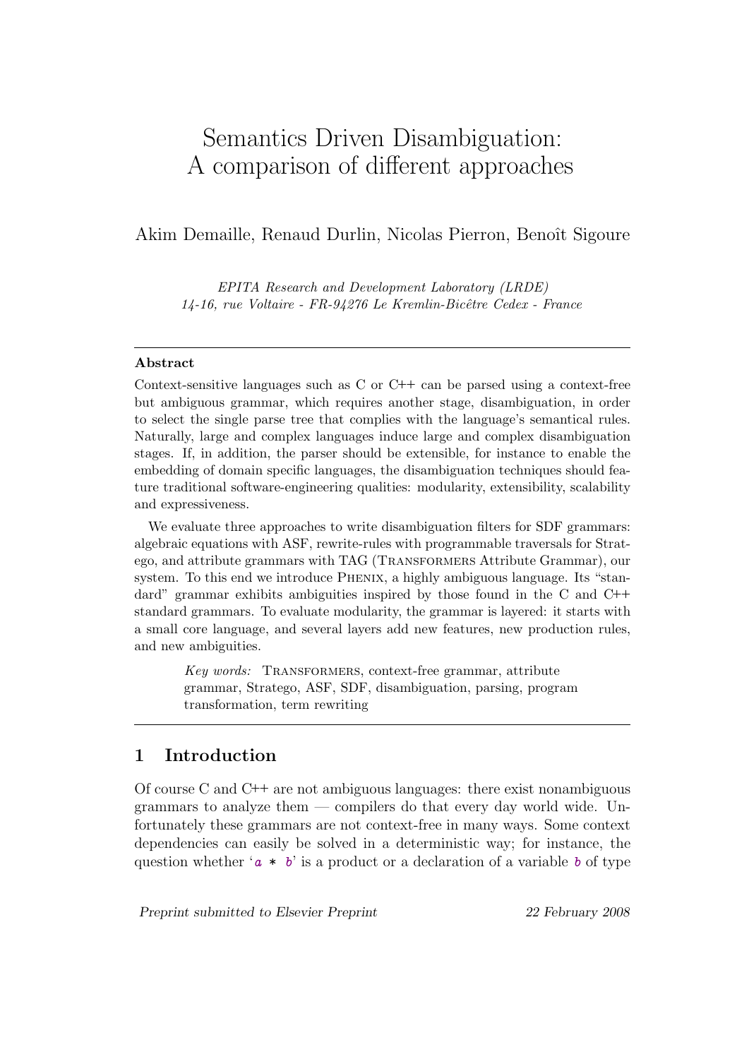# Semantics Driven Disambiguation: A comparison of different approaches

Akim Demaille, Renaud Durlin, Nicolas Pierron, Benoît Sigoure

*EPITA Research and Development Laboratory (LRDE)*
*14-16, rue Voltaire - FR-94276 Le Kremlin-Bicêtre Cedex - France*

---

**Abstract**

Context-sensitive languages such as C or C++ can be parsed using a context-free but ambiguous grammar, which requires another stage, disambiguation, in order to select the single parse tree that complies with the language's semantical rules. Naturally, large and complex languages induce large and complex disambiguation stages. If, in addition, the parser should be extensible, for instance to enable the embedding of domain specific languages, the disambiguation techniques should feature traditional software-engineering qualities: modularity, extensibility, scalability and expressiveness.

We evaluate three approaches to write disambiguation filters for SDF grammars: algebraic equations with ASF, rewrite-rules with programmable traversals for Stratego, and attribute grammars with TAG (Transformers Attribute Grammar), our system. To this end we introduce Phenix, a highly ambiguous language. Its "standard" grammar exhibits ambiguities inspired by those found in the C and C++ standard grammars. To evaluate modularity, the grammar is layered: it starts with a small core language, and several layers add new features, new production rules, and new ambiguities.

*Key words:* Transformers, context-free grammar, attribute grammar, Stratego, ASF, SDF, disambiguation, parsing, program transformation, term rewriting

---

## 1 Introduction

Of course C and C++ are not ambiguous languages: there exist nonambiguous grammars to analyze them — compilers do that every day world wide. Unfortunately these grammars are not context-free in many ways. Some context dependencies can easily be solved in a deterministic way; for instance, the question whether '`a * b`' is a product or a declaration of a variable `b` of type

*Preprint submitted to Elsevier Preprint* 22 February 2008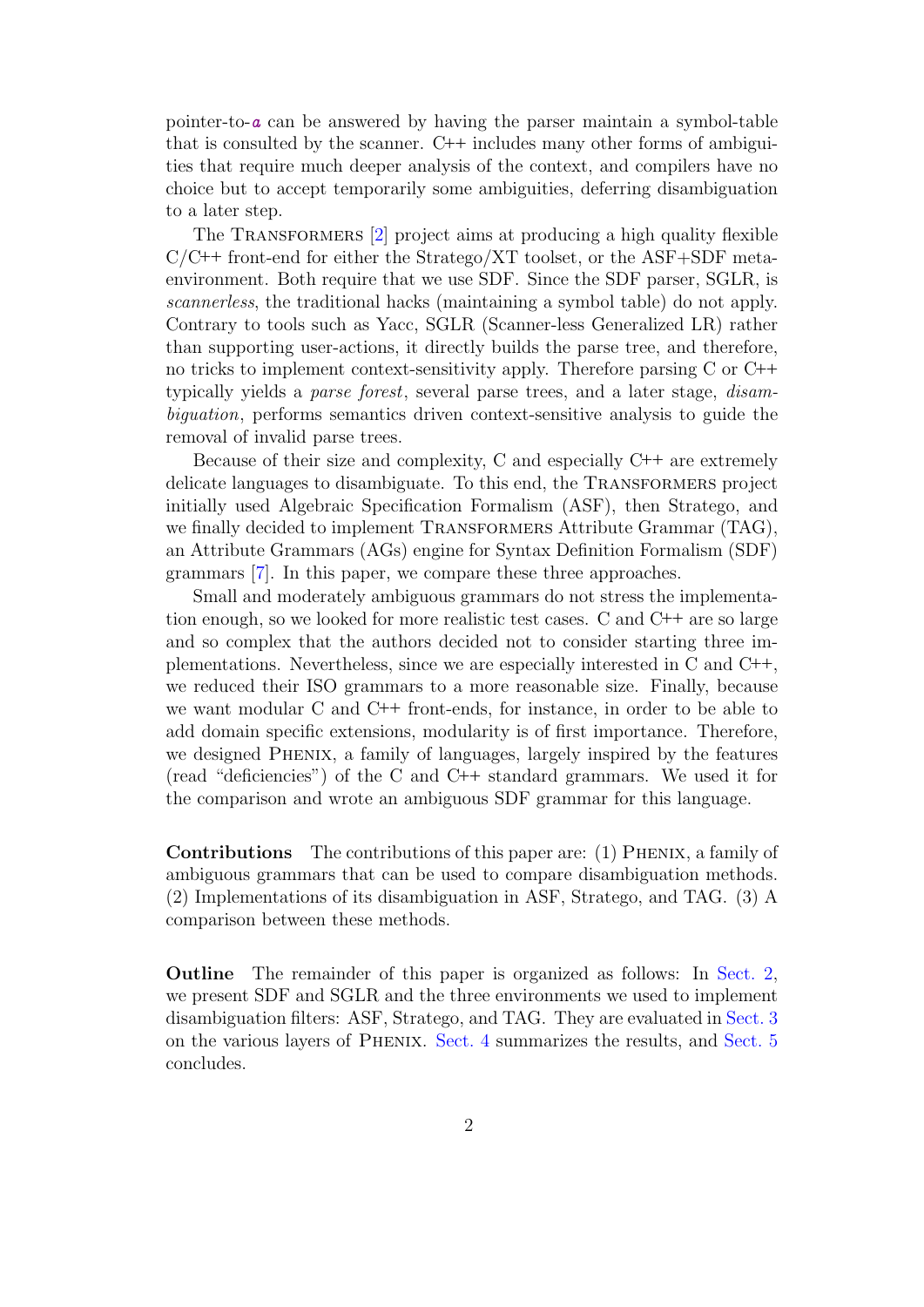pointer-to-*a* can be answered by having the parser maintain a symbol-table that is consulted by the scanner. C++ includes many other forms of ambiguities that require much deeper analysis of the context, and compilers have no choice but to accept temporarily some ambiguities, deferring disambiguation to a later step.

The Transformers [2] project aims at producing a high quality flexible C/C++ front-end for either the Stratego/XT toolset, or the ASF+SDF meta-environment. Both require that we use SDF. Since the SDF parser, SGLR, is *scannerless*, the traditional hacks (maintaining a symbol table) do not apply. Contrary to tools such as Yacc, SGLR (Scanner-less Generalized LR) rather than supporting user-actions, it directly builds the parse tree, and therefore, no tricks to implement context-sensitivity apply. Therefore parsing C or C++ typically yields a *parse forest*, several parse trees, and a later stage, *disambiguation*, performs semantics driven context-sensitive analysis to guide the removal of invalid parse trees.

Because of their size and complexity, C and especially C++ are extremely delicate languages to disambiguate. To this end, the Transformers project initially used Algebraic Specification Formalism (ASF), then Stratego, and we finally decided to implement Transformers Attribute Grammar (TAG), an Attribute Grammars (AGs) engine for Syntax Definition Formalism (SDF) grammars [7]. In this paper, we compare these three approaches.

Small and moderately ambiguous grammars do not stress the implementation enough, so we looked for more realistic test cases. C and C++ are so large and so complex that the authors decided not to consider starting three implementations. Nevertheless, since we are especially interested in C and C++, we reduced their ISO grammars to a more reasonable size. Finally, because we want modular C and C++ front-ends, for instance, in order to be able to add domain specific extensions, modularity is of first importance. Therefore, we designed Phenix, a family of languages, largely inspired by the features (read "deficiencies") of the C and C++ standard grammars. We used it for the comparison and wrote an ambiguous SDF grammar for this language.

**Contributions** The contributions of this paper are: (1) Phenix, a family of ambiguous grammars that can be used to compare disambiguation methods. (2) Implementations of its disambiguation in ASF, Stratego, and TAG. (3) A comparison between these methods.

**Outline** The remainder of this paper is organized as follows: In Sect. 2, we present SDF and SGLR and the three environments we used to implement disambiguation filters: ASF, Stratego, and TAG. They are evaluated in Sect. 3 on the various layers of Phenix. Sect. 4 summarizes the results, and Sect. 5 concludes.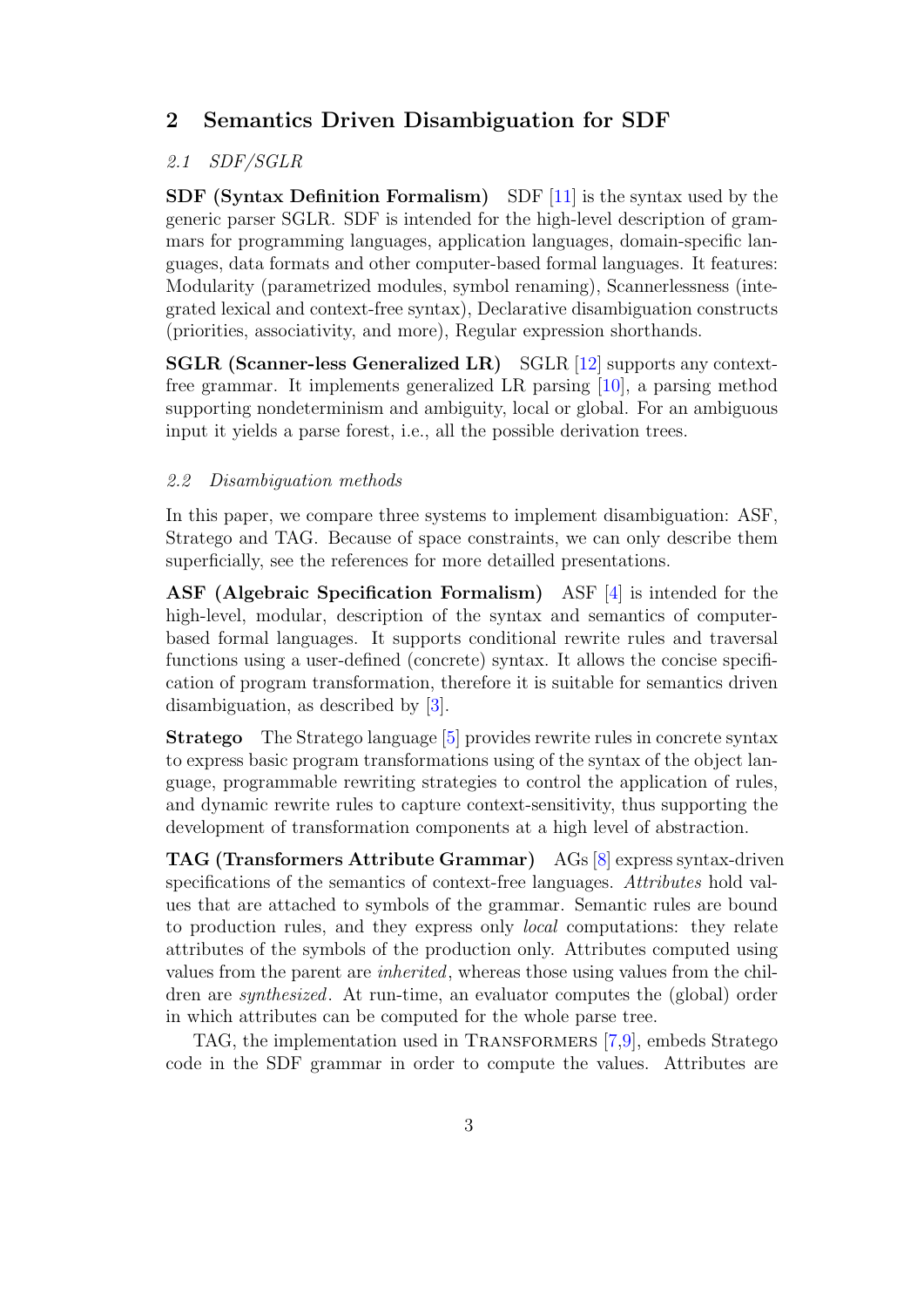## 2 Semantics Driven Disambiguation for SDF

### *2.1 SDF/SGLR*

**SDF (Syntax Definition Formalism)** SDF [11] is the syntax used by the generic parser SGLR. SDF is intended for the high-level description of grammars for programming languages, application languages, domain-specific languages, data formats and other computer-based formal languages. It features: Modularity (parametrized modules, symbol renaming), Scannerlessness (integrated lexical and context-free syntax), Declarative disambiguation constructs (priorities, associativity, and more), Regular expression shorthands.

**SGLR (Scanner-less Generalized LR)** SGLR [12] supports any context-free grammar. It implements generalized LR parsing [10], a parsing method supporting nondeterminism and ambiguity, local or global. For an ambiguous input it yields a parse forest, i.e., all the possible derivation trees.

### *2.2 Disambiguation methods*

In this paper, we compare three systems to implement disambiguation: ASF, Stratego and TAG. Because of space constraints, we can only describe them superficially, see the references for more detailled presentations.

**ASF (Algebraic Specification Formalism)** ASF [4] is intended for the high-level, modular, description of the syntax and semantics of computer-based formal languages. It supports conditional rewrite rules and traversal functions using a user-defined (concrete) syntax. It allows the concise specification of program transformation, therefore it is suitable for semantics driven disambiguation, as described by [3].

**Stratego** The Stratego language [5] provides rewrite rules in concrete syntax to express basic program transformations using of the syntax of the object language, programmable rewriting strategies to control the application of rules, and dynamic rewrite rules to capture context-sensitivity, thus supporting the development of transformation components at a high level of abstraction.

**TAG (Transformers Attribute Grammar)** AGs [8] express syntax-driven specifications of the semantics of context-free languages. *Attributes* hold values that are attached to symbols of the grammar. Semantic rules are bound to production rules, and they express only *local* computations: they relate attributes of the symbols of the production only. Attributes computed using values from the parent are *inherited*, whereas those using values from the children are *synthesized*. At run-time, an evaluator computes the (global) order in which attributes can be computed for the whole parse tree.

TAG, the implementation used in Transformers [7,9], embeds Stratego code in the SDF grammar in order to compute the values. Attributes are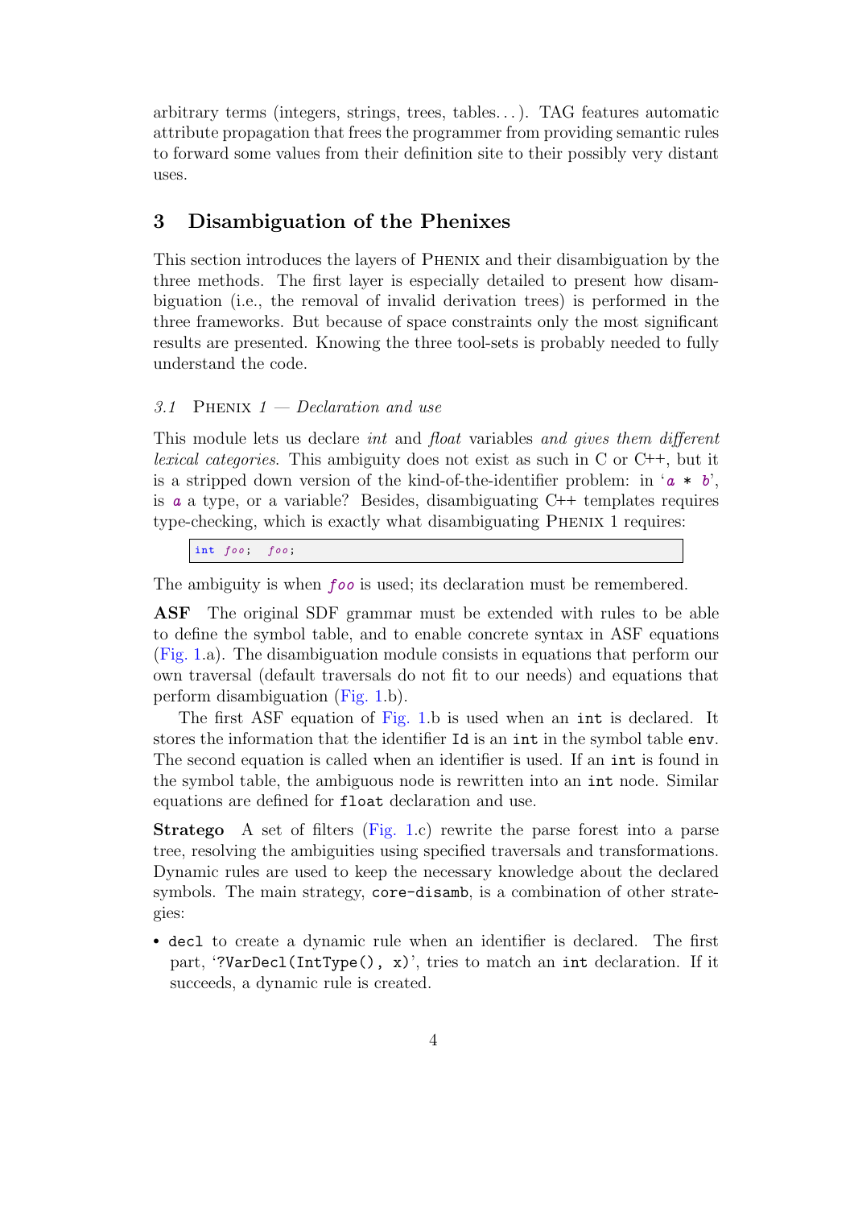arbitrary terms (integers, strings, trees, tables. . . ). TAG features automatic attribute propagation that frees the programmer from providing semantic rules to forward some values from their definition site to their possibly very distant uses.

## 3 Disambiguation of the Phenixes

This section introduces the layers of Phenix and their disambiguation by the three methods. The first layer is especially detailed to present how disambiguation (i.e., the removal of invalid derivation trees) is performed in the three frameworks. But because of space constraints only the most significant results are presented. Knowing the three tool-sets is probably needed to fully understand the code.

### *3.1 Phenix 1 — Declaration and use*

This module lets us declare *int* and *float* variables *and gives them different lexical categories*. This ambiguity does not exist as such in C or C++, but it is a stripped down version of the kind-of-the-identifier problem: in '`a * b`', is `a` a type, or a variable? Besides, disambiguating C++ templates requires type-checking, which is exactly what disambiguating Phenix 1 requires:

```
int foo;  foo;
```

The ambiguity is when `foo` is used; its declaration must be remembered.

**ASF** The original SDF grammar must be extended with rules to be able to define the symbol table, and to enable concrete syntax in ASF equations (Fig. 1.a). The disambiguation module consists in equations that perform our own traversal (default traversals do not fit to our needs) and equations that perform disambiguation (Fig. 1.b).

The first ASF equation of Fig. 1.b is used when an `int` is declared. It stores the information that the identifier `Id` is an `int` in the symbol table `env`. The second equation is called when an identifier is used. If an `int` is found in the symbol table, the ambiguous node is rewritten into an `int` node. Similar equations are defined for `float` declaration and use.

**Stratego** A set of filters (Fig. 1.c) rewrite the parse forest into a parse tree, resolving the ambiguities using specified traversals and transformations. Dynamic rules are used to keep the necessary knowledge about the declared symbols. The main strategy, `core-disamb`, is a combination of other strategies:

- `decl` to create a dynamic rule when an identifier is declared. The first part, '`?VarDecl(IntType(), x)`', tries to match an `int` declaration. If it succeeds, a dynamic rule is created.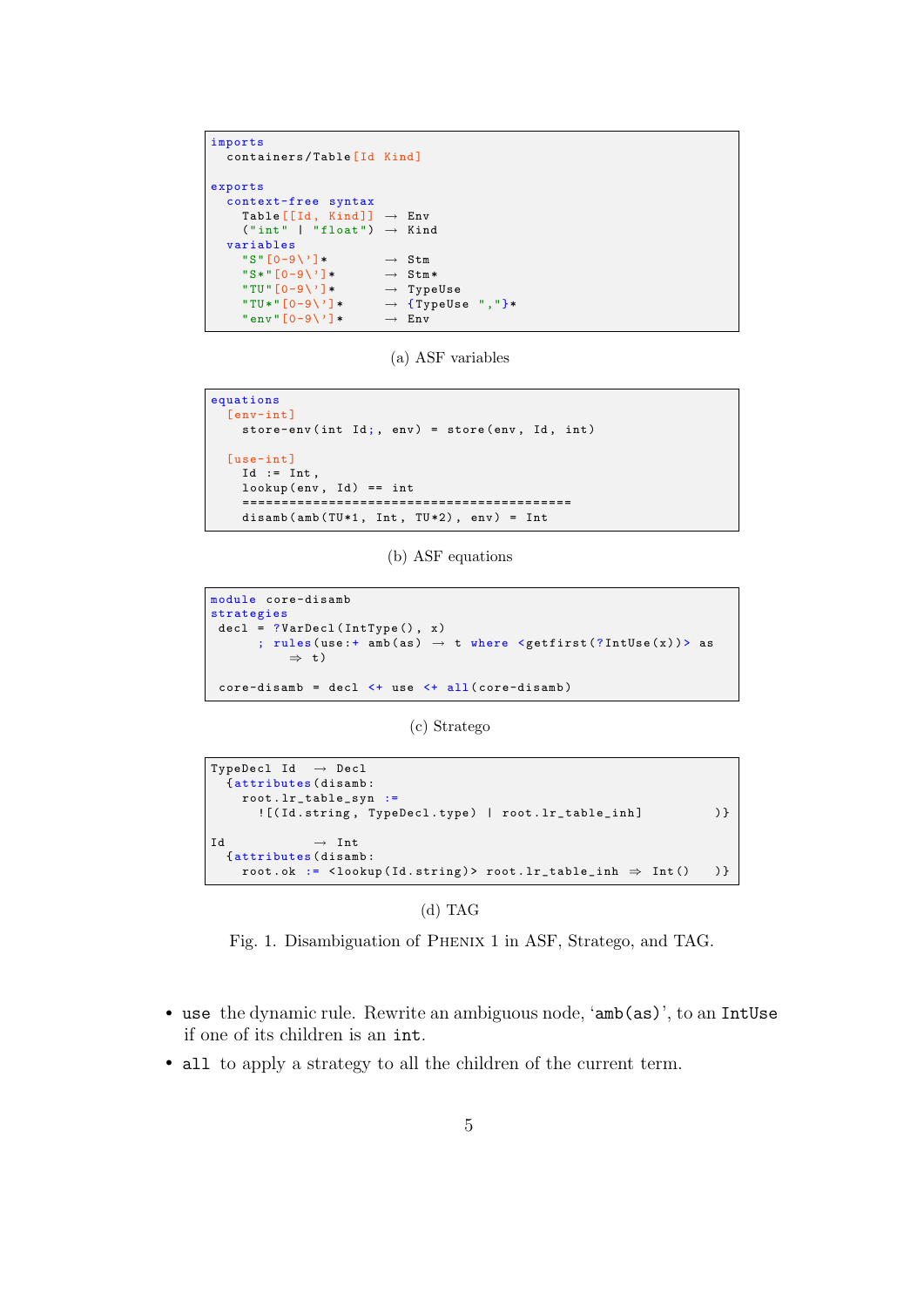```
imports
  containers/Table[Id Kind]

exports
  context-free syntax
    Table[[Id, Kind]]  → Env
    ("int" | "float")  → Kind
  variables
    "S"[0-9\']*        → Stm
    "S*"[0-9\']*       → Stm*
    "TU"[0-9\']*       → TypeUse
    "TU*"[0-9\']*      → {TypeUse ","}*
    "env"[0-9\']*      → Env
```

(a) ASF variables

```
equations
  [env-int]
    store-env(int Id;, env) = store(env, Id, int)

  [use-int]
    Id := Int,
    lookup(env, Id) == int
    ==========================================
    disamb(amb(TU*1, Int, TU*2), env) = Int
```

(b) ASF equations

```
module core-disamb
strategies
 decl = ?VarDecl(IntType(), x)
      ; rules(use:+ amb(as) → t where <getfirst(?IntUse(x))> as
          ⇒ t)

 core-disamb = decl <+ use <+ all(core-disamb)
```

(c) Stratego

```
TypeDecl Id   → Decl
  {attributes(disamb:
    root.lr_table_syn :=
      ![(Id.string, TypeDecl.type) | root.lr_table_inh]          )}

Id            → Int
  {attributes(disamb:
    root.ok := <lookup(Id.string)> root.lr_table_inh ⇒ Int()    )}
```

(d) TAG

Fig. 1. Disambiguation of PHENIX 1 in ASF, Stratego, and TAG.

- `use` the dynamic rule. Rewrite an ambiguous node, '`amb(as)`', to an `IntUse` if one of its children is an `int`.
- `all` to apply a strategy to all the children of the current term.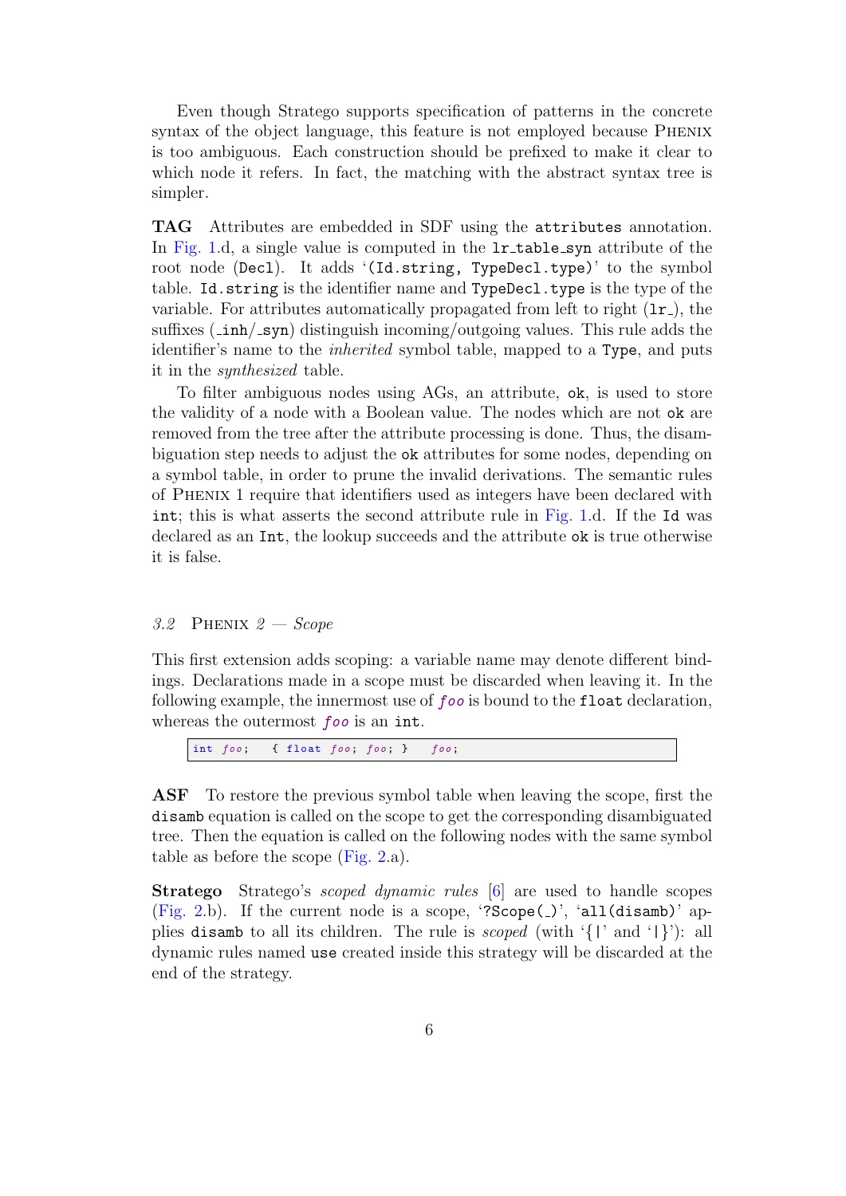Even though Stratego supports specification of patterns in the concrete syntax of the object language, this feature is not employed because PHENIX is too ambiguous. Each construction should be prefixed to make it clear to which node it refers. In fact, the matching with the abstract syntax tree is simpler.

**TAG** Attributes are embedded in SDF using the `attributes` annotation. In Fig. 1.d, a single value is computed in the `lr_table_syn` attribute of the root node (`Decl`). It adds '`(Id.string, TypeDecl.type)`' to the symbol table. `Id.string` is the identifier name and `TypeDecl.type` is the type of the variable. For attributes automatically propagated from left to right (`lr_`), the suffixes (`_inh`/`_syn`) distinguish incoming/outgoing values. This rule adds the identifier's name to the *inherited* symbol table, mapped to a `Type`, and puts it in the *synthesized* table.

To filter ambiguous nodes using AGs, an attribute, `ok`, is used to store the validity of a node with a Boolean value. The nodes which are not `ok` are removed from the tree after the attribute processing is done. Thus, the disambiguation step needs to adjust the `ok` attributes for some nodes, depending on a symbol table, in order to prune the invalid derivations. The semantic rules of PHENIX 1 require that identifiers used as integers have been declared with `int`; this is what asserts the second attribute rule in Fig. 1.d. If the `Id` was declared as an `Int`, the lookup succeeds and the attribute `ok` is true otherwise it is false.

### *3.2* PHENIX *2 — Scope*

This first extension adds scoping: a variable name may denote different bindings. Declarations made in a scope must be discarded when leaving it. In the following example, the innermost use of *foo* is bound to the `float` declaration, whereas the outermost *foo* is an `int`.

```
int foo;   { float foo; foo; }   foo;
```

**ASF** To restore the previous symbol table when leaving the scope, first the `disamb` equation is called on the scope to get the corresponding disambiguated tree. Then the equation is called on the following nodes with the same symbol table as before the scope (Fig. 2.a).

**Stratego** Stratego's *scoped dynamic rules* [6] are used to handle scopes (Fig. 2.b). If the current node is a scope, '`?Scope(_)`', '`all(disamb)`' applies `disamb` to all its children. The rule is *scoped* (with '`{|`' and '`|}`'): all dynamic rules named `use` created inside this strategy will be discarded at the end of the strategy.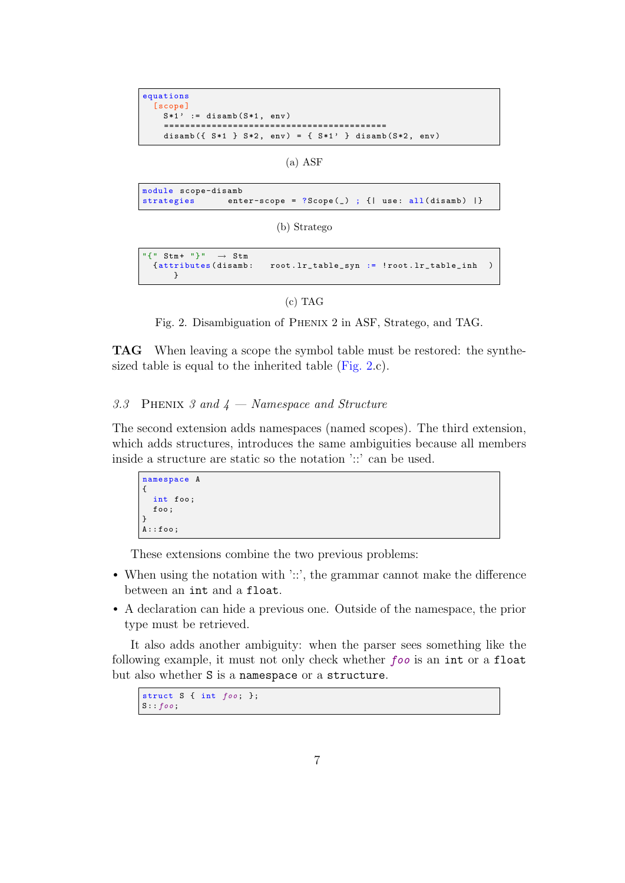```
equations
  [scope]
    S*1' := disamb(S*1, env)
    ==========================================
    disamb({ S*1 } S*2, env) = { S*1' } disamb(S*2, env)
```

(a) ASF

```
module scope-disamb
strategies      enter-scope = ?Scope(_) ; {| use: all(disamb) |}
```

(b) Stratego

```
"{" Stm+ "}"   → Stm
  {attributes(disamb:   root.lr_table_syn := !root.lr_table_inh  )
      }
```

(c) TAG

Fig. 2. Disambiguation of Phenix 2 in ASF, Stratego, and TAG.

**TAG** When leaving a scope the symbol table must be restored: the synthesized table is equal to the inherited table (Fig. 2.c).

### 3.3 Phenix *3 and 4 — Namespace and Structure*

The second extension adds namespaces (named scopes). The third extension, which adds structures, introduces the same ambiguities because all members inside a structure are static so the notation '::' can be used.

```
namespace A
{
  int foo;
  foo;
}
A::foo;
```

These extensions combine the two previous problems:

- When using the notation with '::', the grammar cannot make the difference between an `int` and a `float`.
- A declaration can hide a previous one. Outside of the namespace, the prior type must be retrieved.

It also adds another ambiguity: when the parser sees something like the following example, it must not only check whether *foo* is an `int` or a `float` but also whether `S` is a `namespace` or a `structure`.

```
struct S { int foo; };
S::foo;
```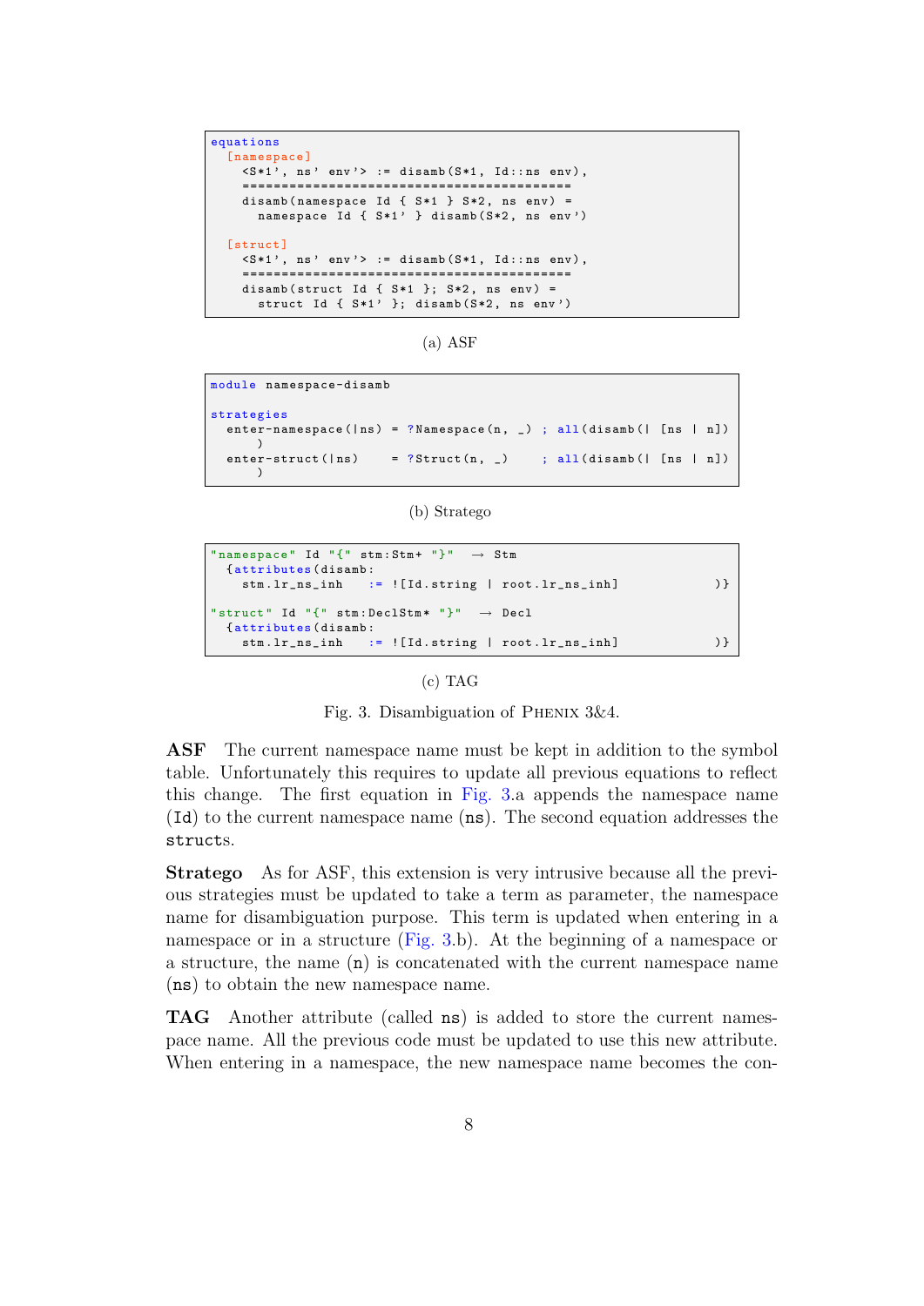```
equations
  [namespace]
    <S*1', ns' env'> := disamb(S*1, Id::ns env),
    ==========================================
    disamb(namespace Id { S*1 } S*2, ns env) =
      namespace Id { S*1' } disamb(S*2, ns env')

  [struct]
    <S*1', ns' env'> := disamb(S*1, Id::ns env),
    ==========================================
    disamb(struct Id { S*1 }; S*2, ns env) =
      struct Id { S*1' }; disamb(S*2, ns env')
```

(a) ASF

```
module namespace-disamb

strategies
  enter-namespace(|ns) = ?Namespace(n, _) ; all(disamb(| [ns | n])
      )
  enter-struct(|ns)    = ?Struct(n, _)    ; all(disamb(| [ns | n])
      )
```

(b) Stratego

```
"namespace" Id "{" stm:Stm+ "}"  → Stm
  {attributes(disamb:
    stm.lr_ns_inh    := ![Id.string | root.lr_ns_inh]          )}

"struct" Id "{" stm:DeclStm* "}"  → Decl
  {attributes(disamb:
    stm.lr_ns_inh    := ![Id.string | root.lr_ns_inh]          )}
```

(c) TAG

Fig. 3. Disambiguation of PHENIX 3&4.

**ASF** The current namespace name must be kept in addition to the symbol table. Unfortunately this requires to update all previous equations to reflect this change. The first equation in Fig. 3.a appends the namespace name (`Id`) to the current namespace name (`ns`). The second equation addresses the `struct`s.

**Stratego** As for ASF, this extension is very intrusive because all the previous strategies must be updated to take a term as parameter, the namespace name for disambiguation purpose. This term is updated when entering in a namespace or in a structure (Fig. 3.b). At the beginning of a namespace or a structure, the name (`n`) is concatenated with the current namespace name (`ns`) to obtain the new namespace name.

**TAG** Another attribute (called `ns`) is added to store the current namespace name. All the previous code must be updated to use this new attribute. When entering in a namespace, the new namespace name becomes the con-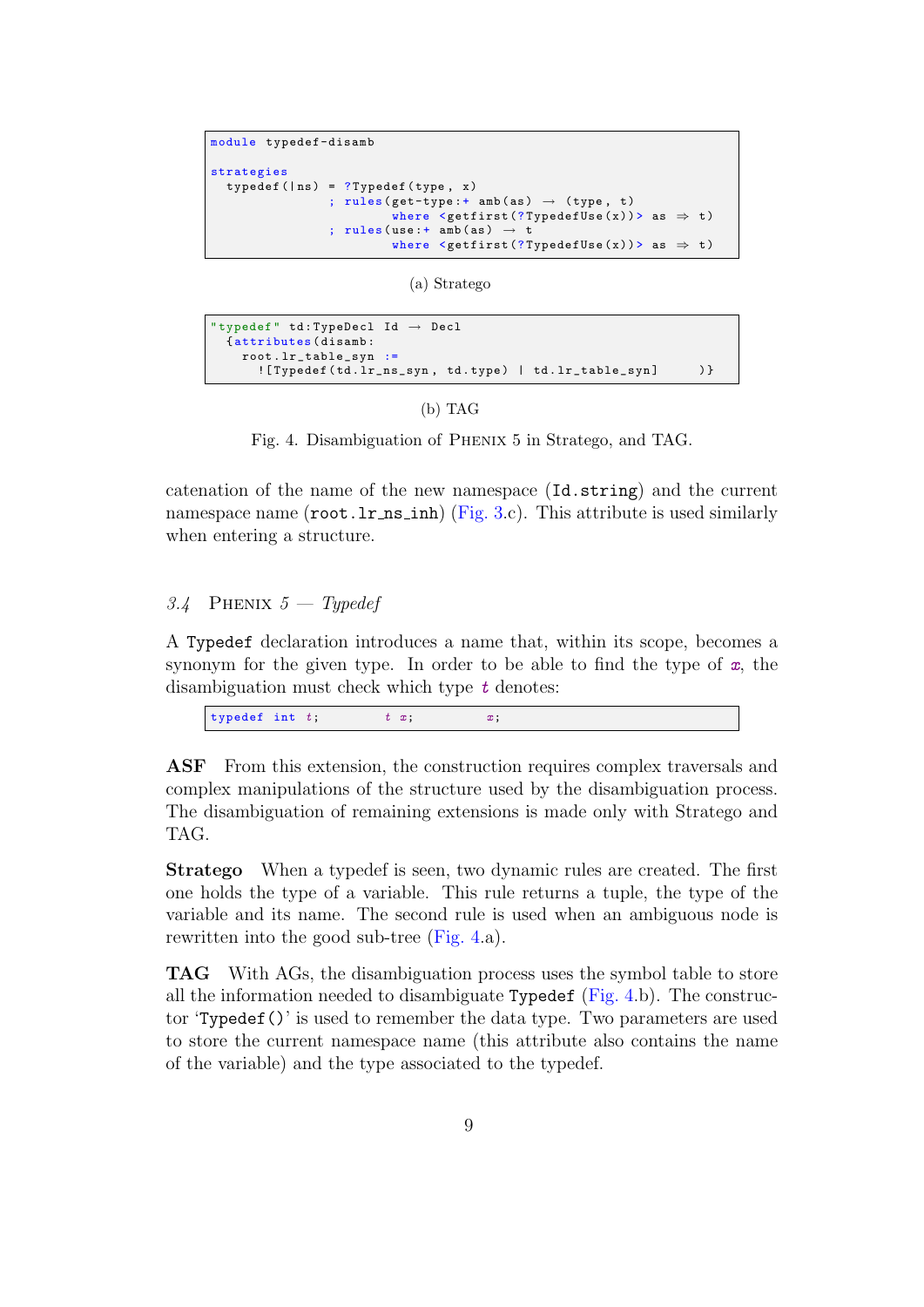```
module typedef-disamb

strategies
  typedef(|ns) = ?Typedef(type, x)
               ; rules(get-type:+ amb(as) → (type, t)
                       where <getfirst(?TypedefUse(x))> as ⇒ t)
               ; rules(use:+ amb(as) → t
                       where <getfirst(?TypedefUse(x))> as ⇒ t)
```

(a) Stratego

```
"typedef" td:TypeDecl Id → Decl
  {attributes(disamb:
    root.lr_table_syn :=
      ![Typedef(td.lr_ns_syn, td.type) | td.lr_table_syn]     )}
```

(b) TAG

Fig. 4. Disambiguation of Phenix 5 in Stratego, and TAG.

catenation of the name of the new namespace (`Id.string`) and the current namespace name (`root.lr_ns_inh`) (Fig. 3.c). This attribute is used similarly when entering a structure.

### 3.4 Phenix 5 — *Typedef*

A `Typedef` declaration introduces a name that, within its scope, becomes a synonym for the given type. In order to be able to find the type of *x*, the disambiguation must check which type *t* denotes:

```
typedef int t;        t x;          x;
```

**ASF** From this extension, the construction requires complex traversals and complex manipulations of the structure used by the disambiguation process. The disambiguation of remaining extensions is made only with Stratego and TAG.

**Stratego** When a typedef is seen, two dynamic rules are created. The first one holds the type of a variable. This rule returns a tuple, the type of the variable and its name. The second rule is used when an ambiguous node is rewritten into the good sub-tree (Fig. 4.a).

**TAG** With AGs, the disambiguation process uses the symbol table to store all the information needed to disambiguate `Typedef` (Fig. 4.b). The constructor '`Typedef()`' is used to remember the data type. Two parameters are used to store the current namespace name (this attribute also contains the name of the variable) and the type associated to the typedef.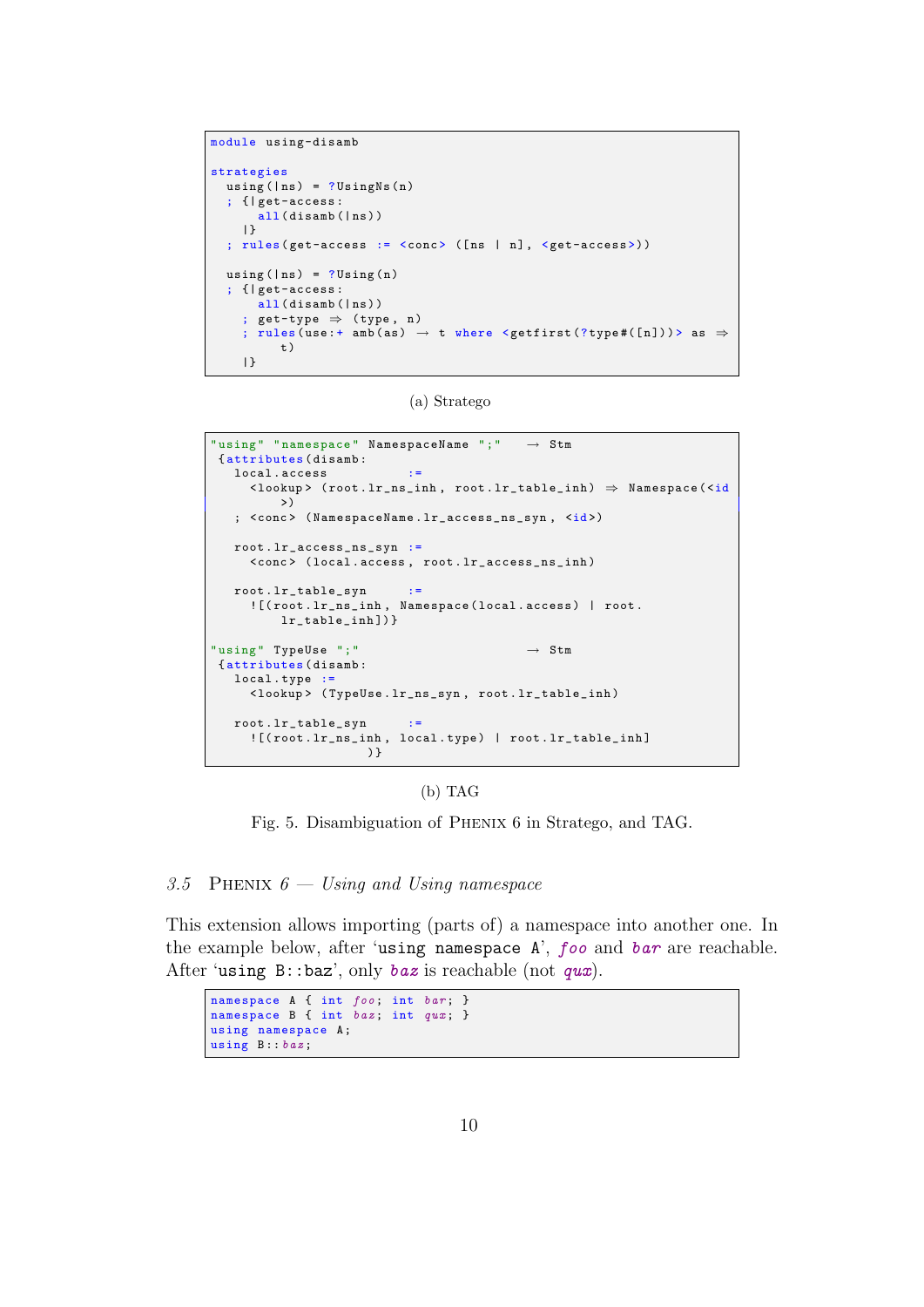```
module using-disamb

strategies
  using(|ns) = ?UsingNs(n)
  ; {|get-access:
      all(disamb(|ns))
    |}
  ; rules(get-access := <conc> ([ns | n], <get-access>))

  using(|ns) = ?Using(n)
  ; {|get-access:
      all(disamb(|ns))
    ; get-type ⇒ (type, n)
    ; rules(use:+ amb(as) → t where <getfirst(?type#([n]))> as ⇒
        t)
    |}
```

(a) Stratego

```
"using" "namespace" NamespaceName ";"   → Stm
 {attributes(disamb:
   local.access          :=
     <lookup> (root.lr_ns_inh, root.lr_table_inh) ⇒ Namespace(<id
        >)
   ; <conc> (NamespaceName.lr_access_ns_syn, <id>)

   root.lr_access_ns_syn  :=
     <conc> (local.access, root.lr_access_ns_inh)

   root.lr_table_syn      :=
     ![(root.lr_ns_inh, Namespace(local.access) | root.
        lr_table_inh])}

"using" TypeUse ";"                      → Stm
 {attributes(disamb:
   local.type  :=
     <lookup> (TypeUse.lr_ns_syn, root.lr_table_inh)

   root.lr_table_syn      :=
     ![(root.lr_ns_inh, local.type) | root.lr_table_inh]
                   )}
```

(b) TAG

Fig. 5. Disambiguation of Phenix 6 in Stratego, and TAG.

### *3.5 Phenix 6 — Using and Using namespace*

This extension allows importing (parts of) a namespace into another one. In the example below, after '`using namespace A`', *foo* and *bar* are reachable. After '`using B::baz`', only *baz* is reachable (not *qux*).

```
namespace A { int foo; int bar; }
namespace B { int baz; int qux; }
using namespace A;
using B::baz;
```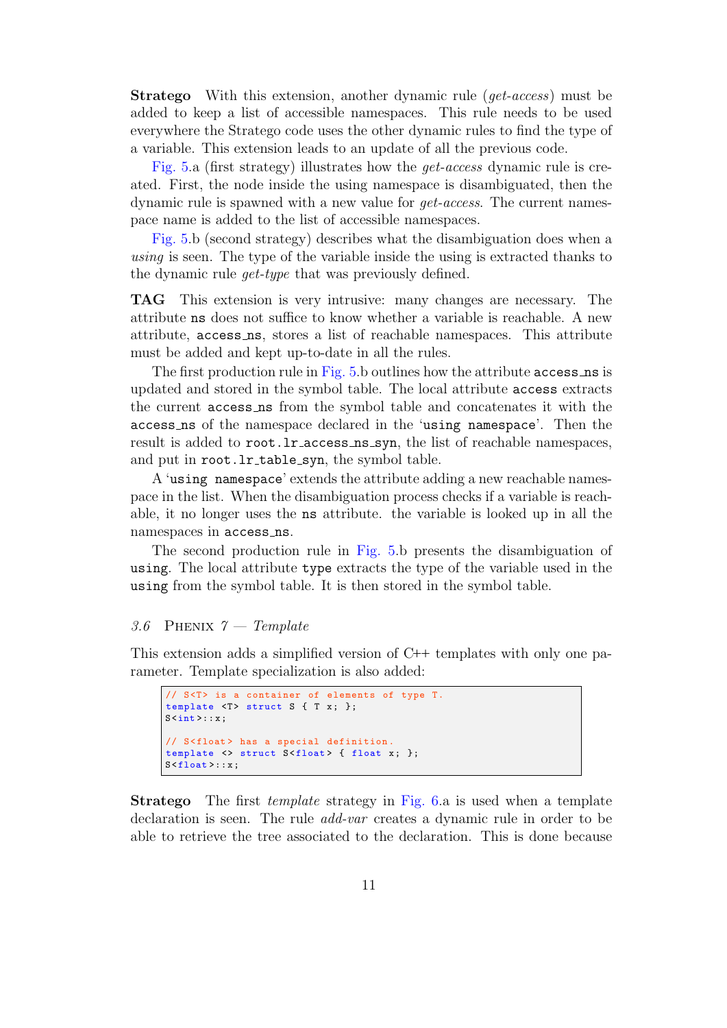**Stratego** With this extension, another dynamic rule (*get-access*) must be added to keep a list of accessible namespaces. This rule needs to be used everywhere the Stratego code uses the other dynamic rules to find the type of a variable. This extension leads to an update of all the previous code.

Fig. 5.a (first strategy) illustrates how the *get-access* dynamic rule is created. First, the node inside the using namespace is disambiguated, then the dynamic rule is spawned with a new value for *get-access*. The current namespace name is added to the list of accessible namespaces.

Fig. 5.b (second strategy) describes what the disambiguation does when a *using* is seen. The type of the variable inside the using is extracted thanks to the dynamic rule *get-type* that was previously defined.

**TAG** This extension is very intrusive: many changes are necessary. The attribute `ns` does not suffice to know whether a variable is reachable. A new attribute, `access_ns`, stores a list of reachable namespaces. This attribute must be added and kept up-to-date in all the rules.

The first production rule in Fig. 5.b outlines how the attribute `access_ns` is updated and stored in the symbol table. The local attribute `access` extracts the current `access_ns` from the symbol table and concatenates it with the `access_ns` of the namespace declared in the '`using namespace`'. Then the result is added to `root.lr_access_ns_syn`, the list of reachable namespaces, and put in `root.lr_table_syn`, the symbol table.

A '`using namespace`' extends the attribute adding a new reachable namespace in the list. When the disambiguation process checks if a variable is reachable, it no longer uses the `ns` attribute. the variable is looked up in all the namespaces in `access_ns`.

The second production rule in Fig. 5.b presents the disambiguation of `using`. The local attribute `type` extracts the type of the variable used in the `using` from the symbol table. It is then stored in the symbol table.

### *3.6* Phenix *7* — *Template*

This extension adds a simplified version of C++ templates with only one parameter. Template specialization is also added:

```
// S<T> is a container of elements of type T.
template <T> struct S { T x; };
S<int>::x;

// S<float> has a special definition.
template <> struct S<float> { float x; };
S<float>::x;
```

**Stratego** The first *template* strategy in Fig. 6.a is used when a template declaration is seen. The rule *add-var* creates a dynamic rule in order to be able to retrieve the tree associated to the declaration. This is done because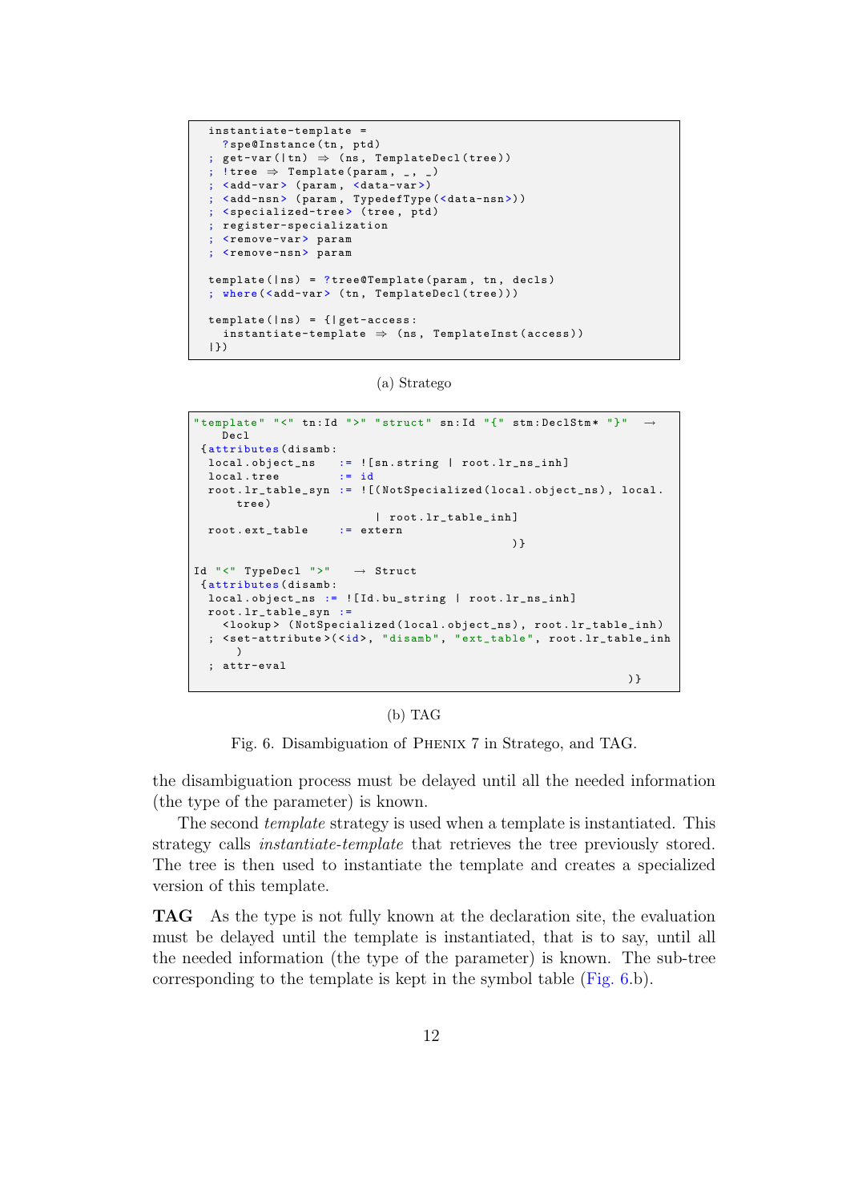```
instantiate-template =
  ?spe@Instance(tn, ptd)
; get-var(|tn) ⇒ (ns, TemplateDecl(tree))
; !tree ⇒ Template(param, _, _)
; <add-var> (param, <data-var>)
; <add-nsn> (param, TypedefType(<data-nsn>))
; <specialized-tree> (tree, ptd)
; register-specialization
; <remove-var> param
; <remove-nsn> param

template(|ns) = ?tree@Template(param, tn, decls)
; where(<add-var> (tn, TemplateDecl(tree)))

template(|ns) = {|get-access:
  instantiate-template ⇒ (ns, TemplateInst(access))
|})
```

(a) Stratego

```
"template" "<" tn:Id ">" "struct" sn:Id "{" stm:DeclStm* "}"  →
    Decl
 {attributes(disamb:
  local.object_ns   := ![sn.string | root.lr_ns_inh]
  local.tree        := id
  root.lr_table_syn := ![(NotSpecialized(local.object_ns), local.
      tree)
                          | root.lr_table_inh]
  root.ext_table    := extern
                                           )}

Id "<" TypeDecl ">"   → Struct
 {attributes(disamb:
  local.object_ns := ![Id.bu_string | root.lr_ns_inh]
  root.lr_table_syn :=
    <lookup> (NotSpecialized(local.object_ns), root.lr_table_inh)
  ; <set-attribute>(<id>, "disamb", "ext_table", root.lr_table_inh
      )
  ; attr-eval
                                                          )}
```

(b) TAG

Fig. 6. Disambiguation of PHENIX 7 in Stratego, and TAG.

the disambiguation process must be delayed until all the needed information (the type of the parameter) is known.

The second *template* strategy is used when a template is instantiated. This strategy calls *instantiate-template* that retrieves the tree previously stored. The tree is then used to instantiate the template and creates a specialized version of this template.

**TAG** As the type is not fully known at the declaration site, the evaluation must be delayed until the template is instantiated, that is to say, until all the needed information (the type of the parameter) is known. The sub-tree corresponding to the template is kept in the symbol table (Fig. 6.b).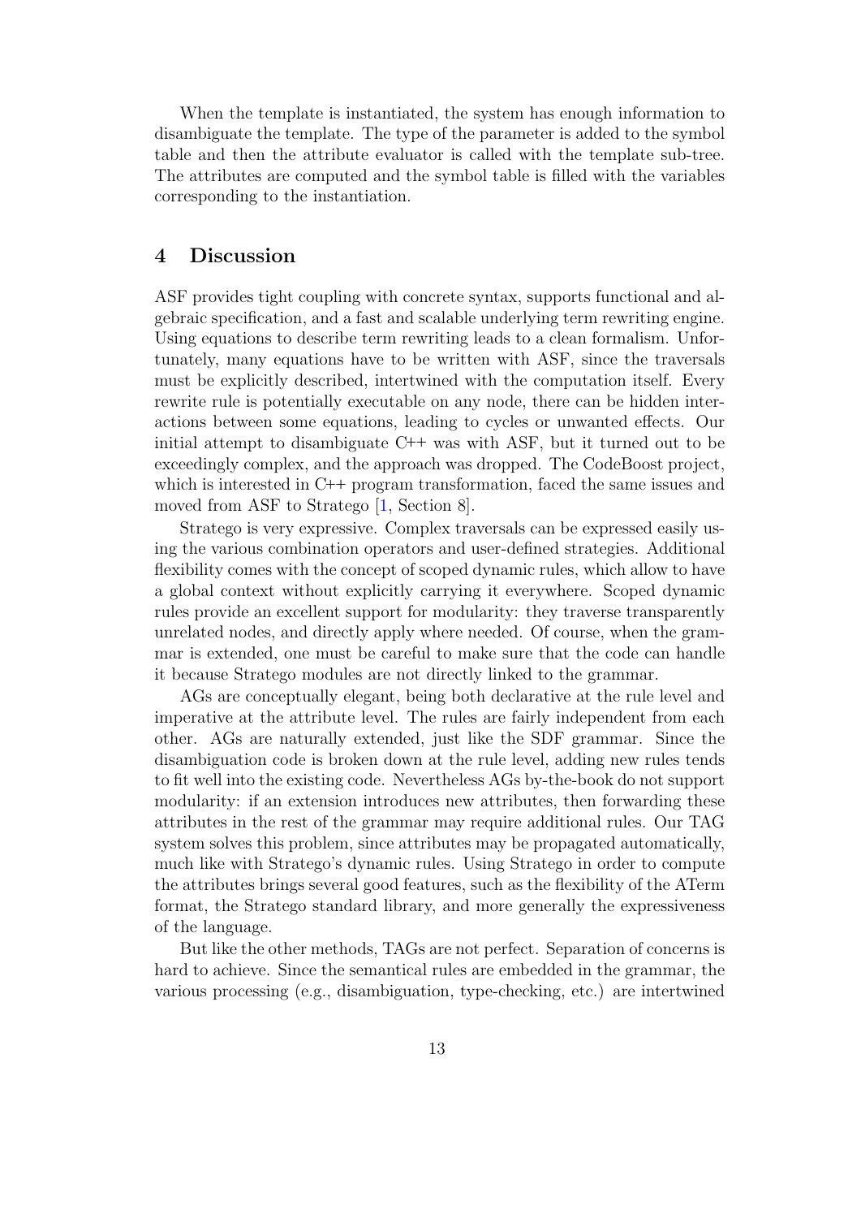When the template is instantiated, the system has enough information to disambiguate the template. The type of the parameter is added to the symbol table and then the attribute evaluator is called with the template sub-tree. The attributes are computed and the symbol table is filled with the variables corresponding to the instantiation.

## 4 Discussion

ASF provides tight coupling with concrete syntax, supports functional and algebraic specification, and a fast and scalable underlying term rewriting engine. Using equations to describe term rewriting leads to a clean formalism. Unfortunately, many equations have to be written with ASF, since the traversals must be explicitly described, intertwined with the computation itself. Every rewrite rule is potentially executable on any node, there can be hidden interactions between some equations, leading to cycles or unwanted effects. Our initial attempt to disambiguate C++ was with ASF, but it turned out to be exceedingly complex, and the approach was dropped. The CodeBoost project, which is interested in C++ program transformation, faced the same issues and moved from ASF to Stratego [1, Section 8].

Stratego is very expressive. Complex traversals can be expressed easily using the various combination operators and user-defined strategies. Additional flexibility comes with the concept of scoped dynamic rules, which allow to have a global context without explicitly carrying it everywhere. Scoped dynamic rules provide an excellent support for modularity: they traverse transparently unrelated nodes, and directly apply where needed. Of course, when the grammar is extended, one must be careful to make sure that the code can handle it because Stratego modules are not directly linked to the grammar.

AGs are conceptually elegant, being both declarative at the rule level and imperative at the attribute level. The rules are fairly independent from each other. AGs are naturally extended, just like the SDF grammar. Since the disambiguation code is broken down at the rule level, adding new rules tends to fit well into the existing code. Nevertheless AGs by-the-book do not support modularity: if an extension introduces new attributes, then forwarding these attributes in the rest of the grammar may require additional rules. Our TAG system solves this problem, since attributes may be propagated automatically, much like with Stratego's dynamic rules. Using Stratego in order to compute the attributes brings several good features, such as the flexibility of the ATerm format, the Stratego standard library, and more generally the expressiveness of the language.

But like the other methods, TAGs are not perfect. Separation of concerns is hard to achieve. Since the semantical rules are embedded in the grammar, the various processing (e.g., disambiguation, type-checking, etc.) are intertwined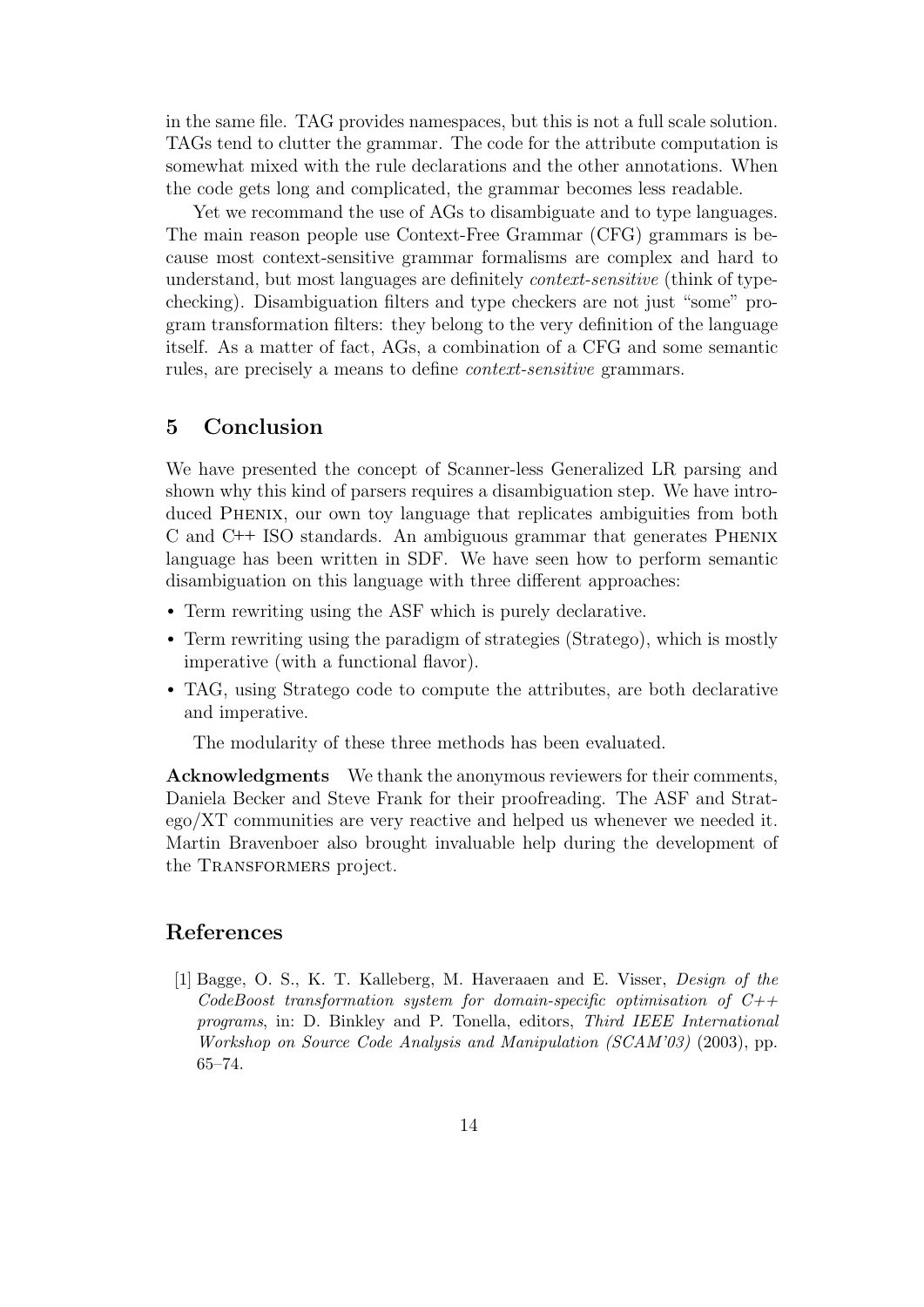in the same file. TAG provides namespaces, but this is not a full scale solution. TAGs tend to clutter the grammar. The code for the attribute computation is somewhat mixed with the rule declarations and the other annotations. When the code gets long and complicated, the grammar becomes less readable.

Yet we recommand the use of AGs to disambiguate and to type languages. The main reason people use Context-Free Grammar (CFG) grammars is because most context-sensitive grammar formalisms are complex and hard to understand, but most languages are definitely *context-sensitive* (think of type-checking). Disambiguation filters and type checkers are not just "some" program transformation filters: they belong to the very definition of the language itself. As a matter of fact, AGs, a combination of a CFG and some semantic rules, are precisely a means to define *context-sensitive* grammars.

## 5 Conclusion

We have presented the concept of Scanner-less Generalized LR parsing and shown why this kind of parsers requires a disambiguation step. We have introduced PHENIX, our own toy language that replicates ambiguities from both C and C++ ISO standards. An ambiguous grammar that generates PHENIX language has been written in SDF. We have seen how to perform semantic disambiguation on this language with three different approaches:

- Term rewriting using the ASF which is purely declarative.
- Term rewriting using the paradigm of strategies (Stratego), which is mostly imperative (with a functional flavor).
- TAG, using Stratego code to compute the attributes, are both declarative and imperative.

The modularity of these three methods has been evaluated.

**Acknowledgments** We thank the anonymous reviewers for their comments, Daniela Becker and Steve Frank for their proofreading. The ASF and Stratego/XT communities are very reactive and helped us whenever we needed it. Martin Bravenboer also brought invaluable help during the development of the TRANSFORMERS project.

## References

[1] Bagge, O. S., K. T. Kalleberg, M. Haveraaen and E. Visser, *Design of the CodeBoost transformation system for domain-specific optimisation of C++ programs*, in: D. Binkley and P. Tonella, editors, *Third IEEE International Workshop on Source Code Analysis and Manipulation (SCAM'03)* (2003), pp. 65–74.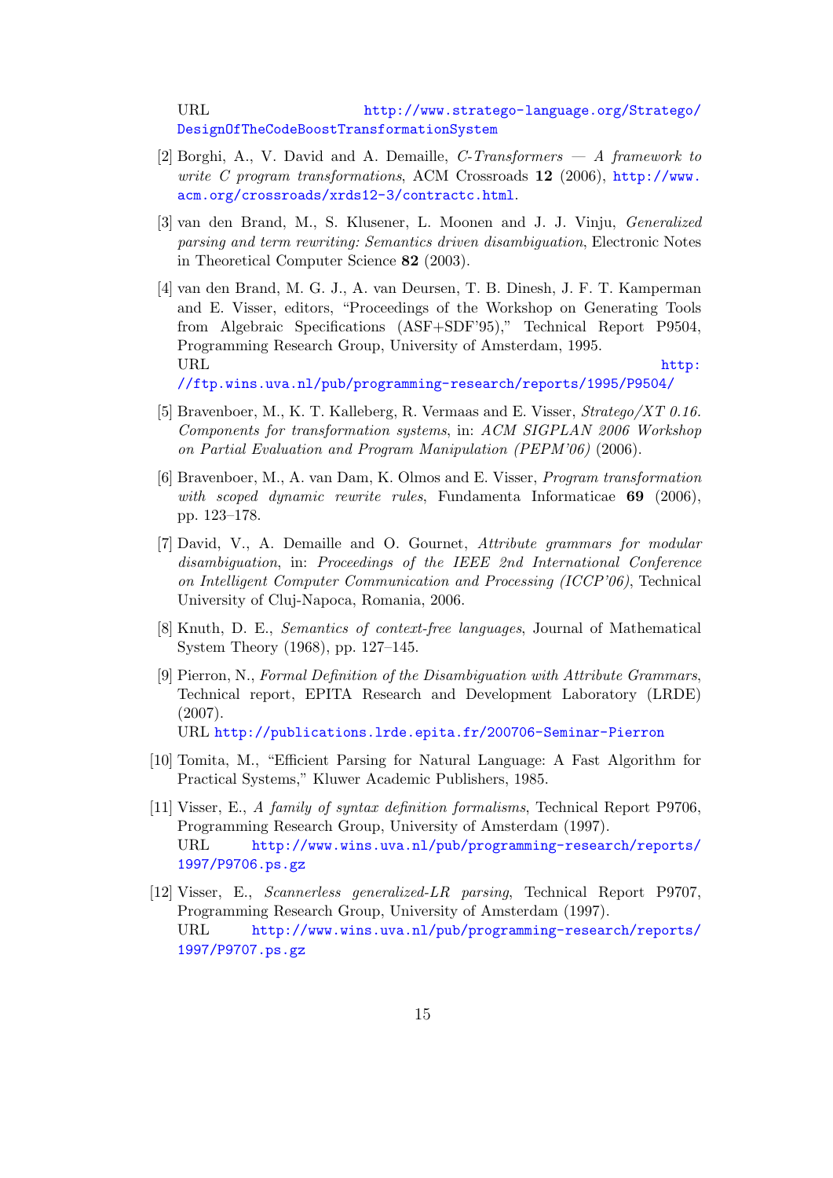URL http://www.stratego-language.org/Stratego/DesignOfTheCodeBoostTransformationSystem

[2] Borghi, A., V. David and A. Demaille, *C-Transformers — A framework to write C program transformations*, ACM Crossroads **12** (2006), http://www.acm.org/crossroads/xrds12-3/contractc.html.

[3] van den Brand, M., S. Klusener, L. Moonen and J. J. Vinju, *Generalized parsing and term rewriting: Semantics driven disambiguation*, Electronic Notes in Theoretical Computer Science **82** (2003).

[4] van den Brand, M. G. J., A. van Deursen, T. B. Dinesh, J. F. T. Kamperman and E. Visser, editors, "Proceedings of the Workshop on Generating Tools from Algebraic Specifications (ASF+SDF'95)," Technical Report P9504, Programming Research Group, University of Amsterdam, 1995.
URL http://ftp.wins.uva.nl/pub/programming-research/reports/1995/P9504/

[5] Bravenboer, M., K. T. Kalleberg, R. Vermaas and E. Visser, *Stratego/XT 0.16. Components for transformation systems*, in: *ACM SIGPLAN 2006 Workshop on Partial Evaluation and Program Manipulation (PEPM'06)* (2006).

[6] Bravenboer, M., A. van Dam, K. Olmos and E. Visser, *Program transformation with scoped dynamic rewrite rules*, Fundamenta Informaticae **69** (2006), pp. 123–178.

[7] David, V., A. Demaille and O. Gournet, *Attribute grammars for modular disambiguation*, in: *Proceedings of the IEEE 2nd International Conference on Intelligent Computer Communication and Processing (ICCP'06)*, Technical University of Cluj-Napoca, Romania, 2006.

[8] Knuth, D. E., *Semantics of context-free languages*, Journal of Mathematical System Theory (1968), pp. 127–145.

[9] Pierron, N., *Formal Definition of the Disambiguation with Attribute Grammars*, Technical report, EPITA Research and Development Laboratory (LRDE) (2007).
URL http://publications.lrde.epita.fr/200706-Seminar-Pierron

[10] Tomita, M., "Efficient Parsing for Natural Language: A Fast Algorithm for Practical Systems," Kluwer Academic Publishers, 1985.

[11] Visser, E., *A family of syntax definition formalisms*, Technical Report P9706, Programming Research Group, University of Amsterdam (1997).
URL http://www.wins.uva.nl/pub/programming-research/reports/1997/P9706.ps.gz

[12] Visser, E., *Scannerless generalized-LR parsing*, Technical Report P9707, Programming Research Group, University of Amsterdam (1997).
URL http://www.wins.uva.nl/pub/programming-research/reports/1997/P9707.ps.gz